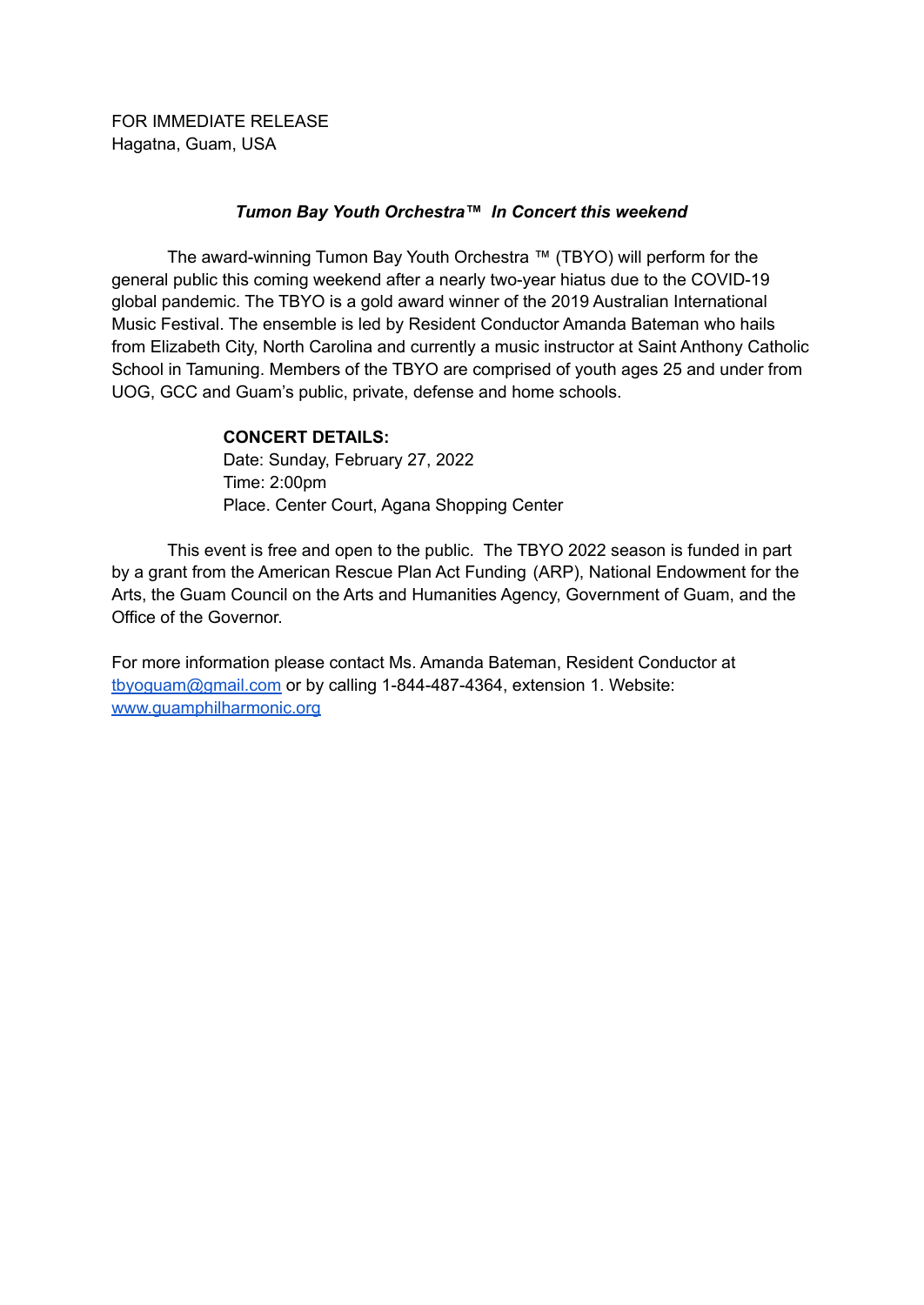FOR IMMEDIATE RELEASE
Hagatna, Guam, USA

***Tumon Bay Youth Orchestra™ In Concert this weekend***

The award-winning Tumon Bay Youth Orchestra ™ (TBYO) will perform for the general public this coming weekend after a nearly two-year hiatus due to the COVID-19 global pandemic. The TBYO is a gold award winner of the 2019 Australian International Music Festival. The ensemble is led by Resident Conductor Amanda Bateman who hails from Elizabeth City, North Carolina and currently a music instructor at Saint Anthony Catholic School in Tamuning. Members of the TBYO are comprised of youth ages 25 and under from UOG, GCC and Guam's public, private, defense and home schools.

**CONCERT DETAILS:**
Date: Sunday, February 27, 2022
Time: 2:00pm
Place. Center Court, Agana Shopping Center

This event is free and open to the public. The TBYO 2022 season is funded in part by a grant from the American Rescue Plan Act Funding (ARP), National Endowment for the Arts, the Guam Council on the Arts and Humanities Agency, Government of Guam, and the Office of the Governor.

For more information please contact Ms. Amanda Bateman, Resident Conductor at [tbyoguam@gmail.com](mailto:tbyoguam@gmail.com) or by calling 1-844-487-4364, extension 1. Website: [www.guamphilharmonic.org](http://www.guamphilharmonic.org)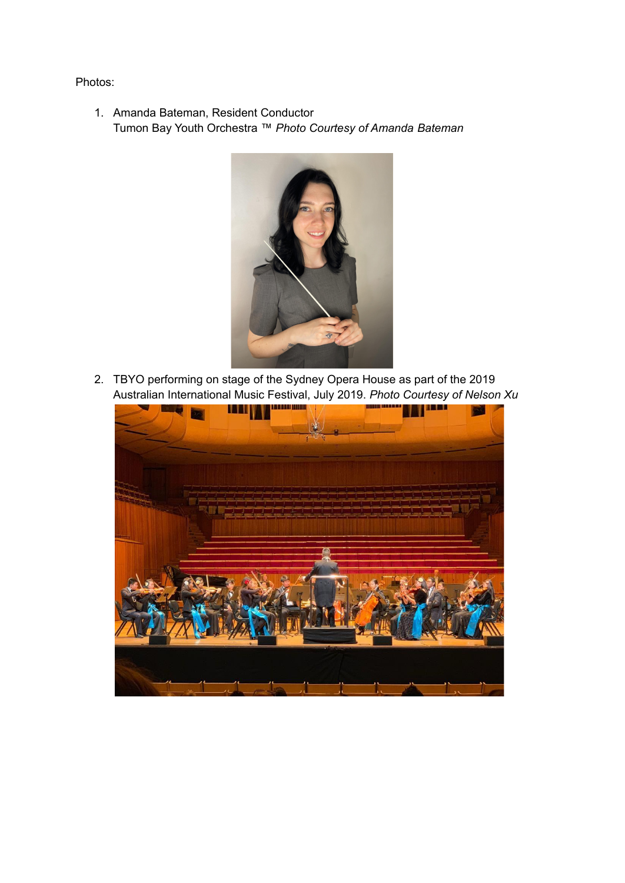Photos:

1. Amanda Bateman, Resident Conductor
   Tumon Bay Youth Orchestra ™ *Photo Courtesy of Amanda Bateman*

2. TBYO performing on stage of the Sydney Opera House as part of the 2019 Australian International Music Festival, July 2019. *Photo Courtesy of Nelson Xu*